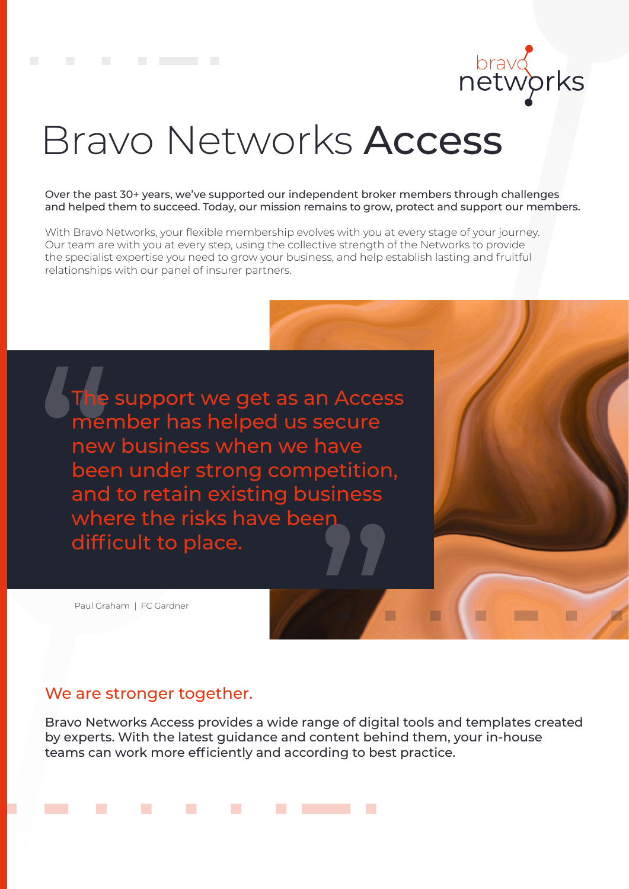bravo networks

# Bravo Networks **Access**

Over the past 30+ years, we've supported our independent broker members through challenges and helped them to succeed. Today, our mission remains to grow, protect and support our members.

With Bravo Networks, your flexible membership evolves with you at every stage of your journey. Our team are with you at every step, using the collective strength of the Networks to provide the specialist expertise you need to grow your business, and help establish lasting and fruitful relationships with our panel of insurer partners.

> "The support we get as an Access member has helped us secure new business when we have been under strong competition, and to retain existing business where the risks have been difficult to place."

Paul Graham | FC Gardner

## We are stronger together.

Bravo Networks Access provides a wide range of digital tools and templates created by experts. With the latest guidance and content behind them, your in-house teams can work more efficiently and according to best practice.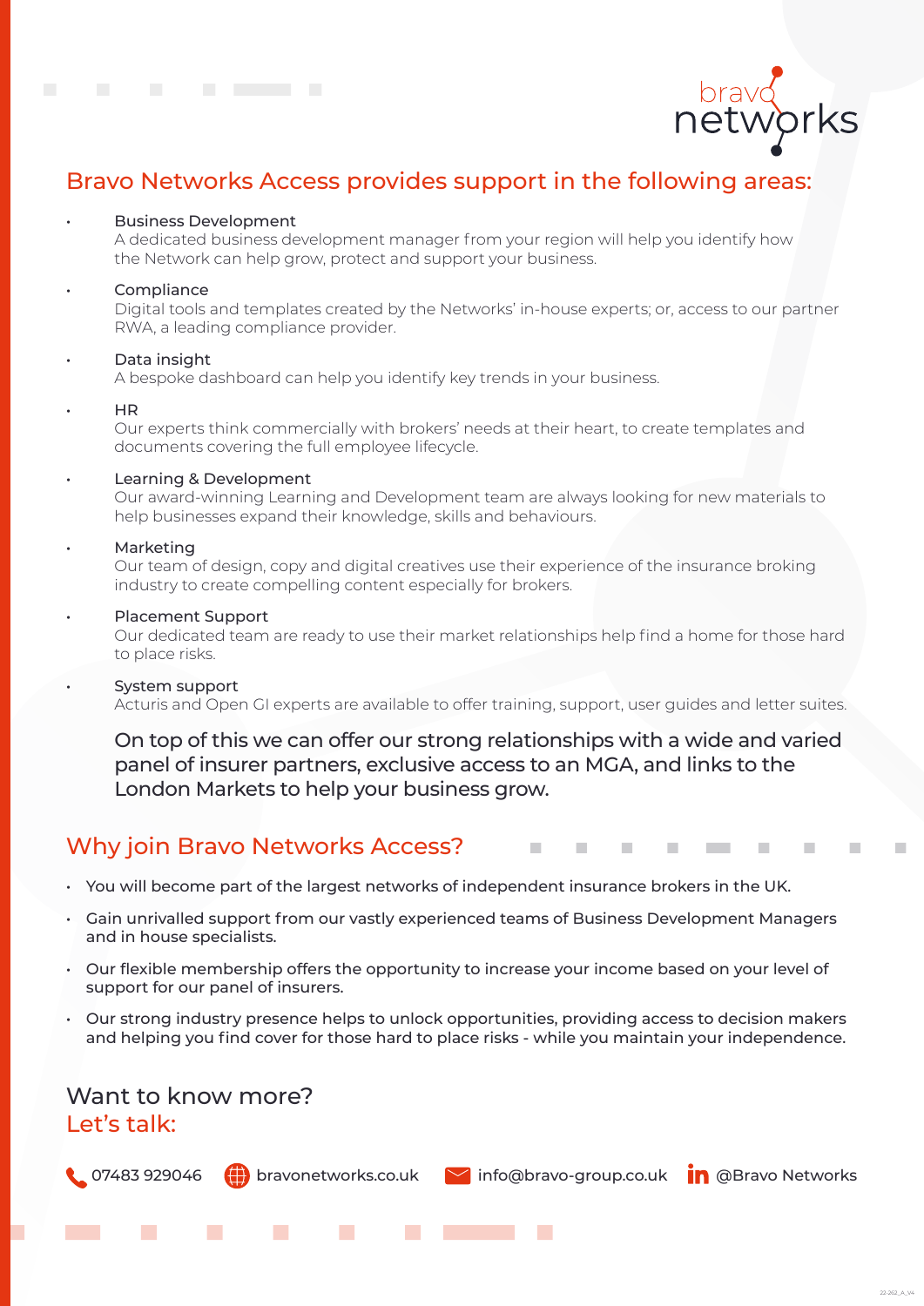## Bravo Networks Access provides support in the following areas:

- **Business Development**
  A dedicated business development manager from your region will help you identify how the Network can help grow, protect and support your business.
- **Compliance**
  Digital tools and templates created by the Networks' in-house experts; or, access to our partner RWA, a leading compliance provider.
- **Data insight**
  A bespoke dashboard can help you identify key trends in your business.
- **HR**
  Our experts think commercially with brokers' needs at their heart, to create templates and documents covering the full employee lifecycle.
- **Learning & Development**
  Our award-winning Learning and Development team are always looking for new materials to help businesses expand their knowledge, skills and behaviours.
- **Marketing**
  Our team of design, copy and digital creatives use their experience of the insurance broking industry to create compelling content especially for brokers.
- **Placement Support**
  Our dedicated team are ready to use their market relationships help find a home for those hard to place risks.
- **System support**
  Acturis and Open GI experts are available to offer training, support, user guides and letter suites.

On top of this we can offer our strong relationships with a wide and varied panel of insurer partners, exclusive access to an MGA, and links to the London Markets to help your business grow.

## Why join Bravo Networks Access?

- You will become part of the largest networks of independent insurance brokers in the UK.
- Gain unrivalled support from our vastly experienced teams of Business Development Managers and in house specialists.
- Our flexible membership offers the opportunity to increase your income based on your level of support for our panel of insurers.
- Our strong industry presence helps to unlock opportunities, providing access to decision makers and helping you find cover for those hard to place risks - while you maintain your independence.

## Want to know more?
## Let's talk:

07483 929046 | bravonetworks.co.uk | info@bravo-group.co.uk | @Bravo Networks